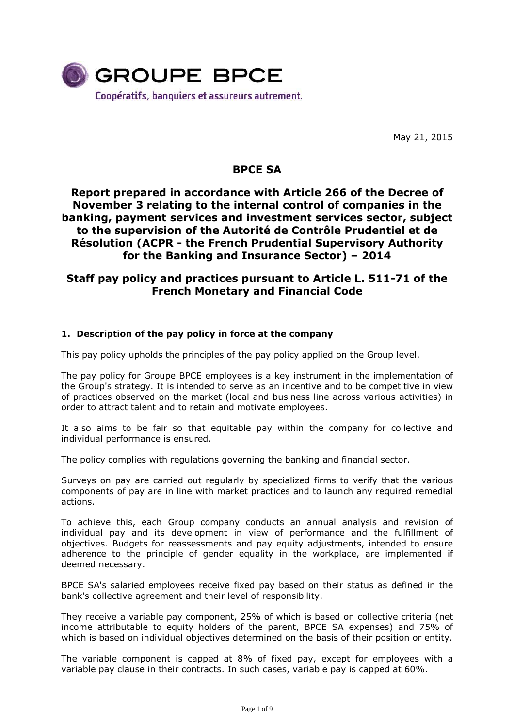GROUPE BPCE

Coopératifs, banquiers et assureurs autrement.

May 21, 2015

# BPCE SA

# Report prepared in accordance with Article 266 of the Decree of November 3 relating to the internal control of companies in the banking, payment services and investment services sector, subject to the supervision of the Autorité de Contrôle Prudentiel et de Résolution (ACPR - the French Prudential Supervisory Authority for the Banking and Insurance Sector) – 2014

## Staff pay policy and practices pursuant to Article L. 511-71 of the French Monetary and Financial Code

### 1. Description of the pay policy in force at the company

This pay policy upholds the principles of the pay policy applied on the Group level.

The pay policy for Groupe BPCE employees is a key instrument in the implementation of the Group's strategy. It is intended to serve as an incentive and to be competitive in view of practices observed on the market (local and business line across various activities) in order to attract talent and to retain and motivate employees.

It also aims to be fair so that equitable pay within the company for collective and individual performance is ensured.

The policy complies with regulations governing the banking and financial sector.

Surveys on pay are carried out regularly by specialized firms to verify that the various components of pay are in line with market practices and to launch any required remedial actions.

To achieve this, each Group company conducts an annual analysis and revision of individual pay and its development in view of performance and the fulfillment of objectives. Budgets for reassessments and pay equity adjustments, intended to ensure adherence to the principle of gender equality in the workplace, are implemented if deemed necessary.

BPCE SA's salaried employees receive fixed pay based on their status as defined in the bank's collective agreement and their level of responsibility.

They receive a variable pay component, 25% of which is based on collective criteria (net income attributable to equity holders of the parent, BPCE SA expenses) and 75% of which is based on individual objectives determined on the basis of their position or entity.

The variable component is capped at 8% of fixed pay, except for employees with a variable pay clause in their contracts. In such cases, variable pay is capped at 60%.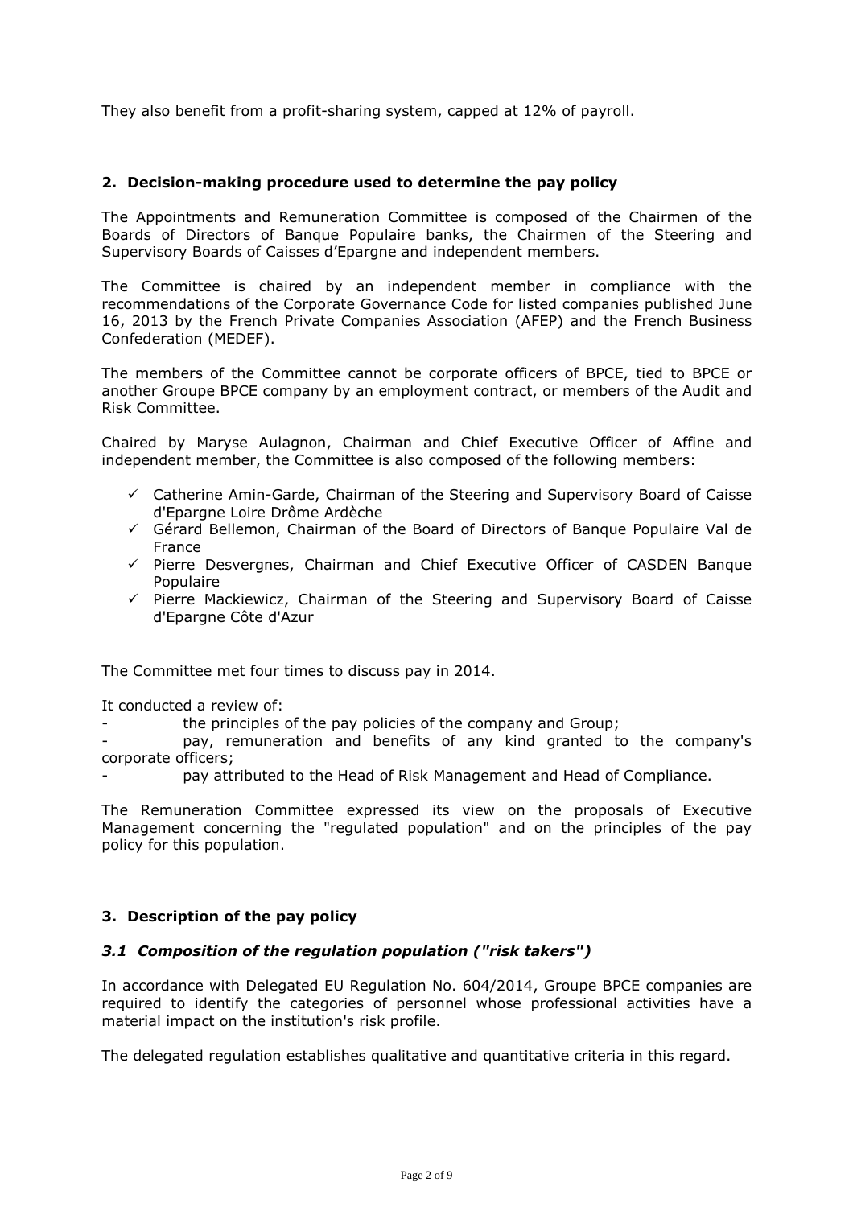They also benefit from a profit-sharing system, capped at 12% of payroll.

## 2. Decision-making procedure used to determine the pay policy

The Appointments and Remuneration Committee is composed of the Chairmen of the Boards of Directors of Banque Populaire banks, the Chairmen of the Steering and Supervisory Boards of Caisses d'Epargne and independent members.

The Committee is chaired by an independent member in compliance with the recommendations of the Corporate Governance Code for listed companies published June 16, 2013 by the French Private Companies Association (AFEP) and the French Business Confederation (MEDEF).

The members of the Committee cannot be corporate officers of BPCE, tied to BPCE or another Groupe BPCE company by an employment contract, or members of the Audit and Risk Committee.

Chaired by Maryse Aulagnon, Chairman and Chief Executive Officer of Affine and independent member, the Committee is also composed of the following members:

- ✓ Catherine Amin-Garde, Chairman of the Steering and Supervisory Board of Caisse d'Epargne Loire Drôme Ardèche
- ✓ Gérard Bellemon, Chairman of the Board of Directors of Banque Populaire Val de France
- ✓ Pierre Desvergnes, Chairman and Chief Executive Officer of CASDEN Banque Populaire
- ✓ Pierre Mackiewicz, Chairman of the Steering and Supervisory Board of Caisse d'Epargne Côte d'Azur

The Committee met four times to discuss pay in 2014.

It conducted a review of:

- the principles of the pay policies of the company and Group;
- pay, remuneration and benefits of any kind granted to the company's corporate officers;
- pay attributed to the Head of Risk Management and Head of Compliance.

The Remuneration Committee expressed its view on the proposals of Executive Management concerning the "regulated population" and on the principles of the pay policy for this population.

## 3. Description of the pay policy

### *3.1 Composition of the regulation population ("risk takers")*

In accordance with Delegated EU Regulation No. 604/2014, Groupe BPCE companies are required to identify the categories of personnel whose professional activities have a material impact on the institution's risk profile.

The delegated regulation establishes qualitative and quantitative criteria in this regard.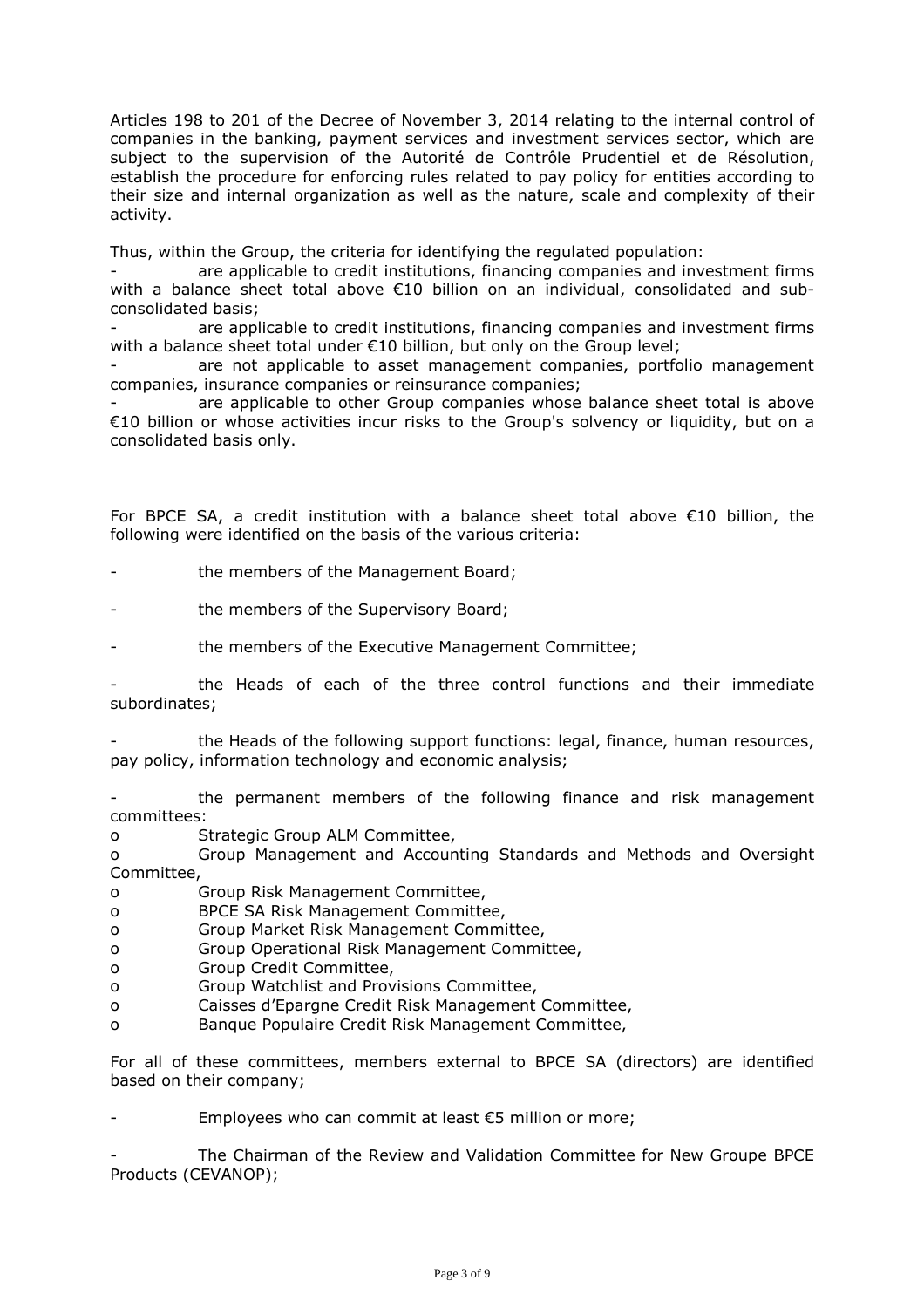Articles 198 to 201 of the Decree of November 3, 2014 relating to the internal control of companies in the banking, payment services and investment services sector, which are subject to the supervision of the Autorité de Contrôle Prudentiel et de Résolution, establish the procedure for enforcing rules related to pay policy for entities according to their size and internal organization as well as the nature, scale and complexity of their activity.

Thus, within the Group, the criteria for identifying the regulated population:

- are applicable to credit institutions, financing companies and investment firms with a balance sheet total above €10 billion on an individual, consolidated and sub-consolidated basis;
- are applicable to credit institutions, financing companies and investment firms with a balance sheet total under €10 billion, but only on the Group level;
- are not applicable to asset management companies, portfolio management companies, insurance companies or reinsurance companies;
- are applicable to other Group companies whose balance sheet total is above €10 billion or whose activities incur risks to the Group's solvency or liquidity, but on a consolidated basis only.

For BPCE SA, a credit institution with a balance sheet total above €10 billion, the following were identified on the basis of the various criteria:

- the members of the Management Board;
- the members of the Supervisory Board;
- the members of the Executive Management Committee;
- the Heads of each of the three control functions and their immediate subordinates;
- the Heads of the following support functions: legal, finance, human resources, pay policy, information technology and economic analysis;
- the permanent members of the following finance and risk management committees:
  - Strategic Group ALM Committee,
  - Group Management and Accounting Standards and Methods and Oversight Committee,
  - Group Risk Management Committee,
  - BPCE SA Risk Management Committee,
  - Group Market Risk Management Committee,
  - Group Operational Risk Management Committee,
  - Group Credit Committee,
  - Group Watchlist and Provisions Committee,
  - Caisses d'Epargne Credit Risk Management Committee,
  - Banque Populaire Credit Risk Management Committee,

For all of these committees, members external to BPCE SA (directors) are identified based on their company;

- Employees who can commit at least €5 million or more;
- The Chairman of the Review and Validation Committee for New Groupe BPCE Products (CEVANOP);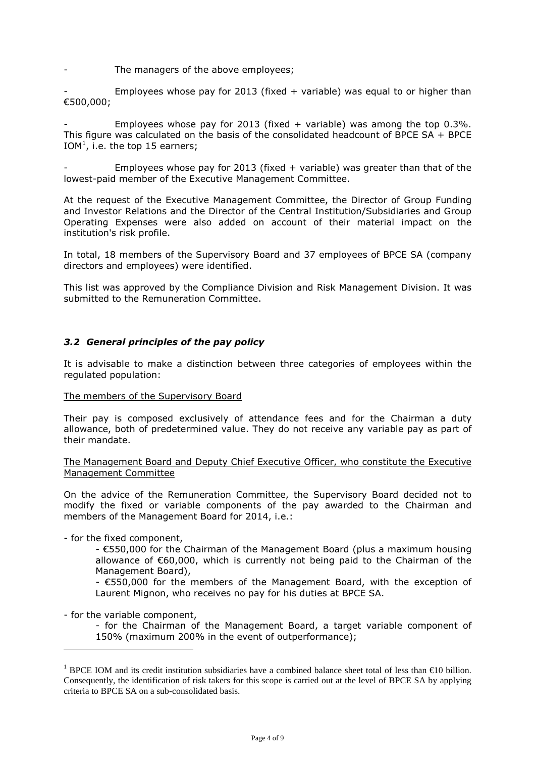- The managers of the above employees;

- Employees whose pay for 2013 (fixed + variable) was equal to or higher than €500,000;

- Employees whose pay for 2013 (fixed + variable) was among the top 0.3%. This figure was calculated on the basis of the consolidated headcount of BPCE SA + BPCE IOM[1], i.e. the top 15 earners;

- Employees whose pay for 2013 (fixed + variable) was greater than that of the lowest-paid member of the Executive Management Committee.

At the request of the Executive Management Committee, the Director of Group Funding and Investor Relations and the Director of the Central Institution/Subsidiaries and Group Operating Expenses were also added on account of their material impact on the institution's risk profile.

In total, 18 members of the Supervisory Board and 37 employees of BPCE SA (company directors and employees) were identified.

This list was approved by the Compliance Division and Risk Management Division. It was submitted to the Remuneration Committee.

### *3.2 General principles of the pay policy*

It is advisable to make a distinction between three categories of employees within the regulated population:

The members of the Supervisory Board

Their pay is composed exclusively of attendance fees and for the Chairman a duty allowance, both of predetermined value. They do not receive any variable pay as part of their mandate.

The Management Board and Deputy Chief Executive Officer, who constitute the Executive Management Committee

On the advice of the Remuneration Committee, the Supervisory Board decided not to modify the fixed or variable components of the pay awarded to the Chairman and members of the Management Board for 2014, i.e.:

- for the fixed component,
  - €550,000 for the Chairman of the Management Board (plus a maximum housing allowance of €60,000, which is currently not being paid to the Chairman of the Management Board),
  - €550,000 for the members of the Management Board, with the exception of Laurent Mignon, who receives no pay for his duties at BPCE SA.

- for the variable component,
  - for the Chairman of the Management Board, a target variable component of 150% (maximum 200% in the event of outperformance);

[1] BPCE IOM and its credit institution subsidiaries have a combined balance sheet total of less than €10 billion. Consequently, the identification of risk takers for this scope is carried out at the level of BPCE SA by applying criteria to BPCE SA on a sub-consolidated basis.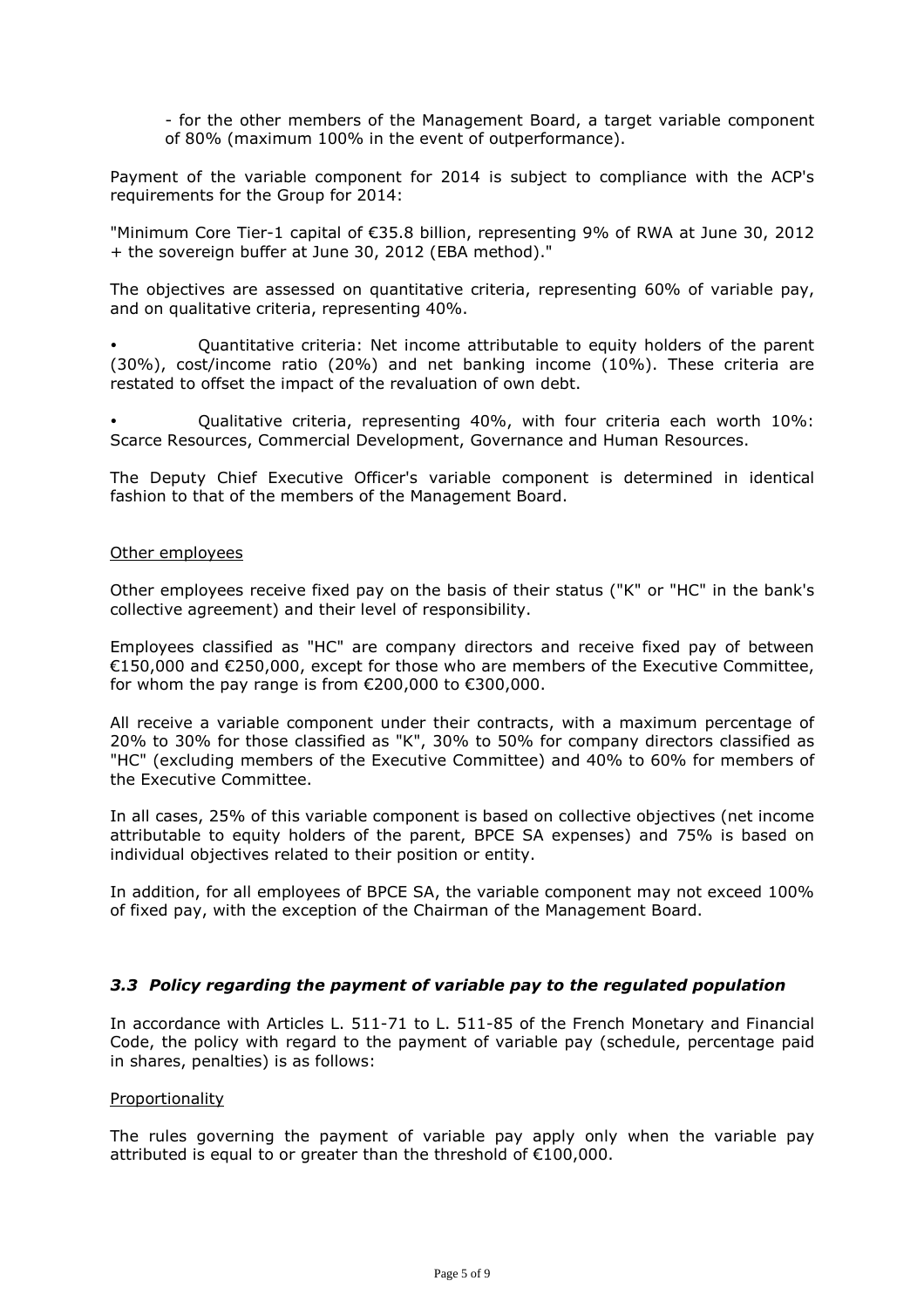- for the other members of the Management Board, a target variable component of 80% (maximum 100% in the event of outperformance).

Payment of the variable component for 2014 is subject to compliance with the ACP's requirements for the Group for 2014:

"Minimum Core Tier-1 capital of €35.8 billion, representing 9% of RWA at June 30, 2012 + the sovereign buffer at June 30, 2012 (EBA method)."

The objectives are assessed on quantitative criteria, representing 60% of variable pay, and on qualitative criteria, representing 40%.

- Quantitative criteria: Net income attributable to equity holders of the parent (30%), cost/income ratio (20%) and net banking income (10%). These criteria are restated to offset the impact of the revaluation of own debt.
- Qualitative criteria, representing 40%, with four criteria each worth 10%: Scarce Resources, Commercial Development, Governance and Human Resources.

The Deputy Chief Executive Officer's variable component is determined in identical fashion to that of the members of the Management Board.

Other employees

Other employees receive fixed pay on the basis of their status ("K" or "HC" in the bank's collective agreement) and their level of responsibility.

Employees classified as "HC" are company directors and receive fixed pay of between €150,000 and €250,000, except for those who are members of the Executive Committee, for whom the pay range is from €200,000 to €300,000.

All receive a variable component under their contracts, with a maximum percentage of 20% to 30% for those classified as "K", 30% to 50% for company directors classified as "HC" (excluding members of the Executive Committee) and 40% to 60% for members of the Executive Committee.

In all cases, 25% of this variable component is based on collective objectives (net income attributable to equity holders of the parent, BPCE SA expenses) and 75% is based on individual objectives related to their position or entity.

In addition, for all employees of BPCE SA, the variable component may not exceed 100% of fixed pay, with the exception of the Chairman of the Management Board.

### *3.3 Policy regarding the payment of variable pay to the regulated population*

In accordance with Articles L. 511-71 to L. 511-85 of the French Monetary and Financial Code, the policy with regard to the payment of variable pay (schedule, percentage paid in shares, penalties) is as follows:

Proportionality

The rules governing the payment of variable pay apply only when the variable pay attributed is equal to or greater than the threshold of €100,000.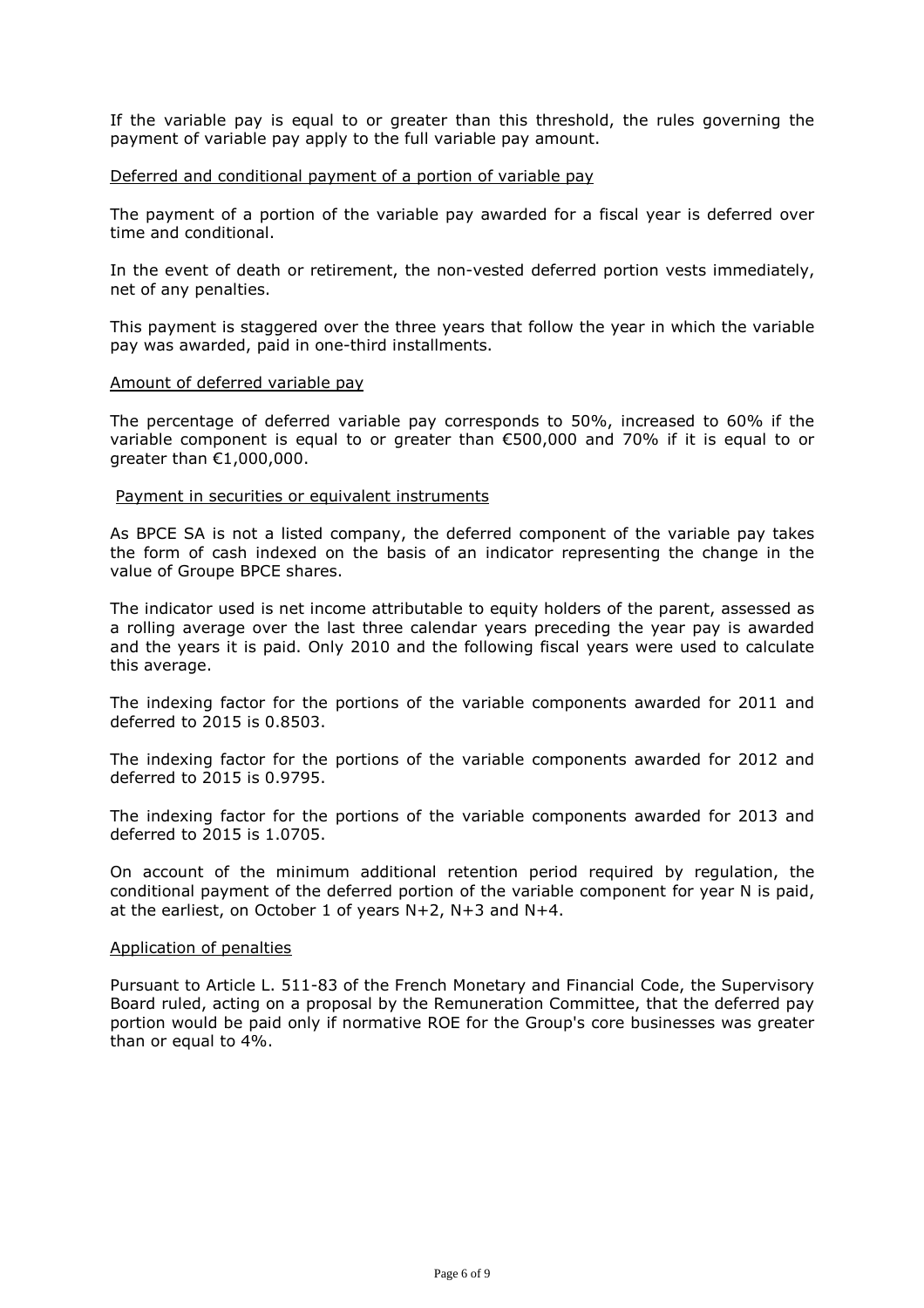If the variable pay is equal to or greater than this threshold, the rules governing the payment of variable pay apply to the full variable pay amount.

<u>Deferred and conditional payment of a portion of variable pay</u>

The payment of a portion of the variable pay awarded for a fiscal year is deferred over time and conditional.

In the event of death or retirement, the non-vested deferred portion vests immediately, net of any penalties.

This payment is staggered over the three years that follow the year in which the variable pay was awarded, paid in one-third installments.

<u>Amount of deferred variable pay</u>

The percentage of deferred variable pay corresponds to 50%, increased to 60% if the variable component is equal to or greater than €500,000 and 70% if it is equal to or greater than €1,000,000.

<u>Payment in securities or equivalent instruments</u>

As BPCE SA is not a listed company, the deferred component of the variable pay takes the form of cash indexed on the basis of an indicator representing the change in the value of Groupe BPCE shares.

The indicator used is net income attributable to equity holders of the parent, assessed as a rolling average over the last three calendar years preceding the year pay is awarded and the years it is paid. Only 2010 and the following fiscal years were used to calculate this average.

The indexing factor for the portions of the variable components awarded for 2011 and deferred to 2015 is 0.8503.

The indexing factor for the portions of the variable components awarded for 2012 and deferred to 2015 is 0.9795.

The indexing factor for the portions of the variable components awarded for 2013 and deferred to 2015 is 1.0705.

On account of the minimum additional retention period required by regulation, the conditional payment of the deferred portion of the variable component for year N is paid, at the earliest, on October 1 of years N+2, N+3 and N+4.

<u>Application of penalties</u>

Pursuant to Article L. 511-83 of the French Monetary and Financial Code, the Supervisory Board ruled, acting on a proposal by the Remuneration Committee, that the deferred pay portion would be paid only if normative ROE for the Group's core businesses was greater than or equal to 4%.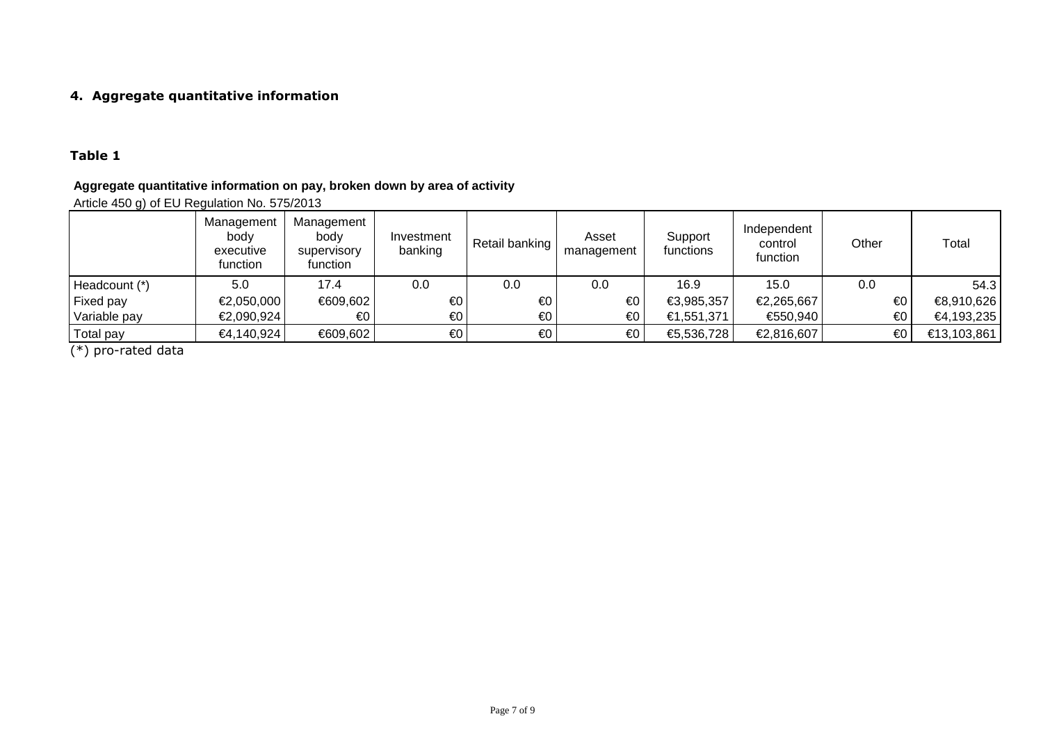## 4. Aggregate quantitative information

### Table 1

**Aggregate quantitative information on pay, broken down by area of activity**

Article 450 g) of EU Regulation No. 575/2013

| | Management body executive function | Management body supervisory function | Investment banking | Retail banking | Asset management | Support functions | Independent control function | Other | Total |
|---|---|---|---|---|---|---|---|---|---|
| Headcount (*) | 5.0 | 17.4 | 0.0 | 0.0 | 0.0 | 16.9 | 15.0 | 0.0 | 54.3 |
| Fixed pay | €2,050,000 | €609,602 | €0 | €0 | €0 | €3,985,357 | €2,265,667 | €0 | €8,910,626 |
| Variable pay | €2,090,924 | €0 | €0 | €0 | €0 | €1,551,371 | €550,940 | €0 | €4,193,235 |
| Total pay | €4,140,924 | €609,602 | €0 | €0 | €0 | €5,536,728 | €2,816,607 | €0 | €13,103,861 |

(*) pro-rated data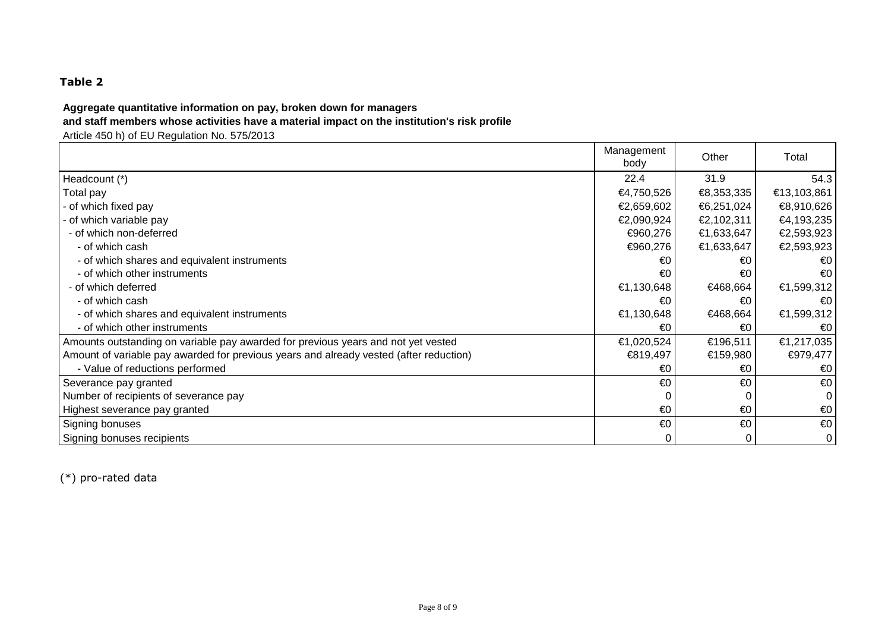**Table 2**

**Aggregate quantitative information on pay, broken down for managers and staff members whose activities have a material impact on the institution's risk profile**

Article 450 h) of EU Regulation No. 575/2013

| | Management body | Other | Total |
|---|---|---|---|
| Headcount (*) | 22.4 | 31.9 | 54.3 |
| Total pay | €4,750,526 | €8,353,335 | €13,103,861 |
| - of which fixed pay | €2,659,602 | €6,251,024 | €8,910,626 |
| - of which variable pay | €2,090,924 | €2,102,311 | €4,193,235 |
| - of which non-deferred | €960,276 | €1,633,647 | €2,593,923 |
| - of which cash | €960,276 | €1,633,647 | €2,593,923 |
| - of which shares and equivalent instruments | €0 | €0 | €0 |
| - of which other instruments | €0 | €0 | €0 |
| - of which deferred | €1,130,648 | €468,664 | €1,599,312 |
| - of which cash | €0 | €0 | €0 |
| - of which shares and equivalent instruments | €1,130,648 | €468,664 | €1,599,312 |
| - of which other instruments | €0 | €0 | €0 |
| Amounts outstanding on variable pay awarded for previous years and not yet vested | €1,020,524 | €196,511 | €1,217,035 |
| Amount of variable pay awarded for previous years and already vested (after reduction) | €819,497 | €159,980 | €979,477 |
| - Value of reductions performed | €0 | €0 | €0 |
| Severance pay granted | €0 | €0 | €0 |
| Number of recipients of severance pay | 0 | 0 | 0 |
| Highest severance pay granted | €0 | €0 | €0 |
| Signing bonuses | €0 | €0 | €0 |
| Signing bonuses recipients | 0 | 0 | 0 |

(*) pro-rated data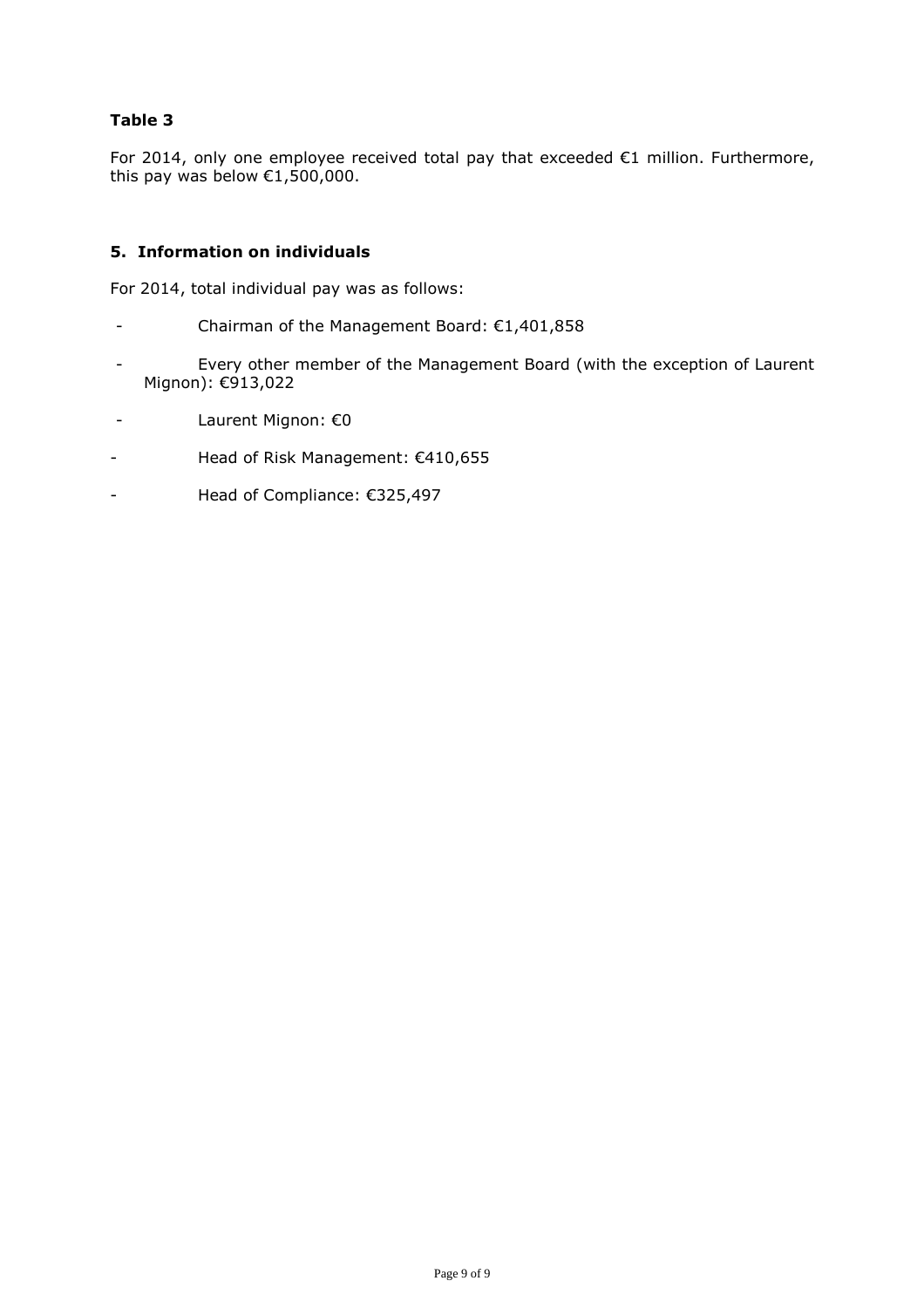**Table 3**

For 2014, only one employee received total pay that exceeded €1 million. Furthermore, this pay was below €1,500,000.

## 5. Information on individuals

For 2014, total individual pay was as follows:

- Chairman of the Management Board: €1,401,858
- Every other member of the Management Board (with the exception of Laurent Mignon): €913,022
- Laurent Mignon: €0
- Head of Risk Management: €410,655
- Head of Compliance: €325,497